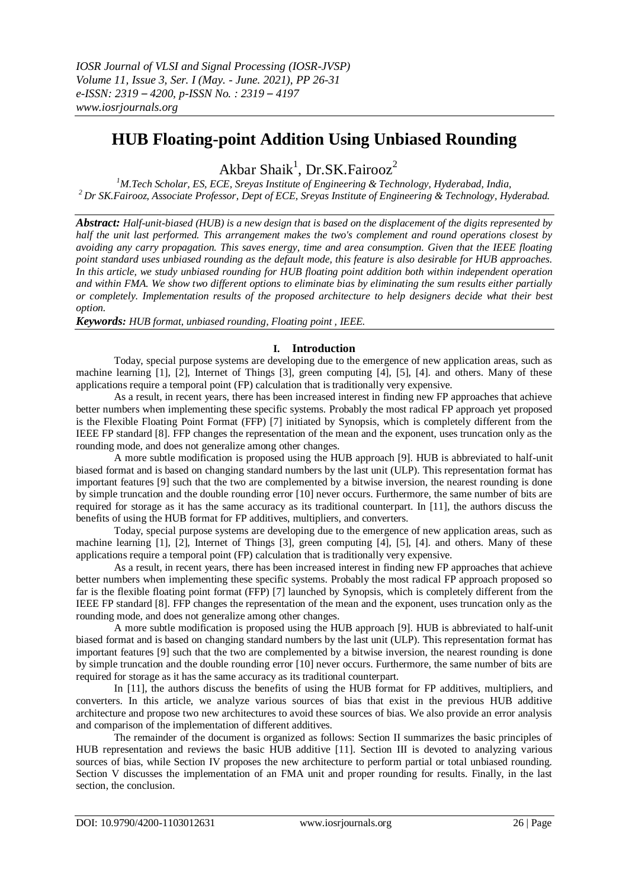# HUB Floating-point Addition Using Unbiased Rounding

Akbar Shaik[1], Dr.SK.Fairooz[2]

[1]M.Tech Scholar, ES, ECE, Sreyas Institute of Engineering & Technology, Hyderabad, India,
[2]Dr SK.Fairooz, Associate Professor, Dept of ECE, Sreyas Institute of Engineering & Technology, Hyderabad.

***Abstract:*** *Half-unit-biased (HUB) is a new design that is based on the displacement of the digits represented by half the unit last performed. This arrangement makes the two's complement and round operations closest by avoiding any carry propagation. This saves energy, time and area consumption. Given that the IEEE floating point standard uses unbiased rounding as the default mode, this feature is also desirable for HUB approaches. In this article, we study unbiased rounding for HUB floating point addition both within independent operation and within FMA. We show two different options to eliminate bias by eliminating the sum results either partially or completely. Implementation results of the proposed architecture to help designers decide what their best option.*

***Keywords:*** *HUB format, unbiased rounding, Floating point , IEEE.*

## I. Introduction

Today, special purpose systems are developing due to the emergence of new application areas, such as machine learning [1], [2], Internet of Things [3], green computing [4], [5], [4]. and others. Many of these applications require a temporal point (FP) calculation that is traditionally very expensive.

As a result, in recent years, there has been increased interest in finding new FP approaches that achieve better numbers when implementing these specific systems. Probably the most radical FP approach yet proposed is the Flexible Floating Point Format (FFP) [7] initiated by Synopsis, which is completely different from the IEEE FP standard [8]. FFP changes the representation of the mean and the exponent, uses truncation only as the rounding mode, and does not generalize among other changes.

A more subtle modification is proposed using the HUB approach [9]. HUB is abbreviated to half-unit biased format and is based on changing standard numbers by the last unit (ULP). This representation format has important features [9] such that the two are complemented by a bitwise inversion, the nearest rounding is done by simple truncation and the double rounding error [10] never occurs. Furthermore, the same number of bits are required for storage as it has the same accuracy as its traditional counterpart. In [11], the authors discuss the benefits of using the HUB format for FP additives, multipliers, and converters.

Today, special purpose systems are developing due to the emergence of new application areas, such as machine learning [1], [2], Internet of Things [3], green computing [4], [5], [4]. and others. Many of these applications require a temporal point (FP) calculation that is traditionally very expensive.

As a result, in recent years, there has been increased interest in finding new FP approaches that achieve better numbers when implementing these specific systems. Probably the most radical FP approach proposed so far is the flexible floating point format (FFP) [7] launched by Synopsis, which is completely different from the IEEE FP standard [8]. FFP changes the representation of the mean and the exponent, uses truncation only as the rounding mode, and does not generalize among other changes.

A more subtle modification is proposed using the HUB approach [9]. HUB is abbreviated to half-unit biased format and is based on changing standard numbers by the last unit (ULP). This representation format has important features [9] such that the two are complemented by a bitwise inversion, the nearest rounding is done by simple truncation and the double rounding error [10] never occurs. Furthermore, the same number of bits are required for storage as it has the same accuracy as its traditional counterpart.

In [11], the authors discuss the benefits of using the HUB format for FP additives, multipliers, and converters. In this article, we analyze various sources of bias that exist in the previous HUB additive architecture and propose two new architectures to avoid these sources of bias. We also provide an error analysis and comparison of the implementation of different additives.

The remainder of the document is organized as follows: Section II summarizes the basic principles of HUB representation and reviews the basic HUB additive [11]. Section III is devoted to analyzing various sources of bias, while Section IV proposes the new architecture to perform partial or total unbiased rounding. Section V discusses the implementation of an FMA unit and proper rounding for results. Finally, in the last section, the conclusion.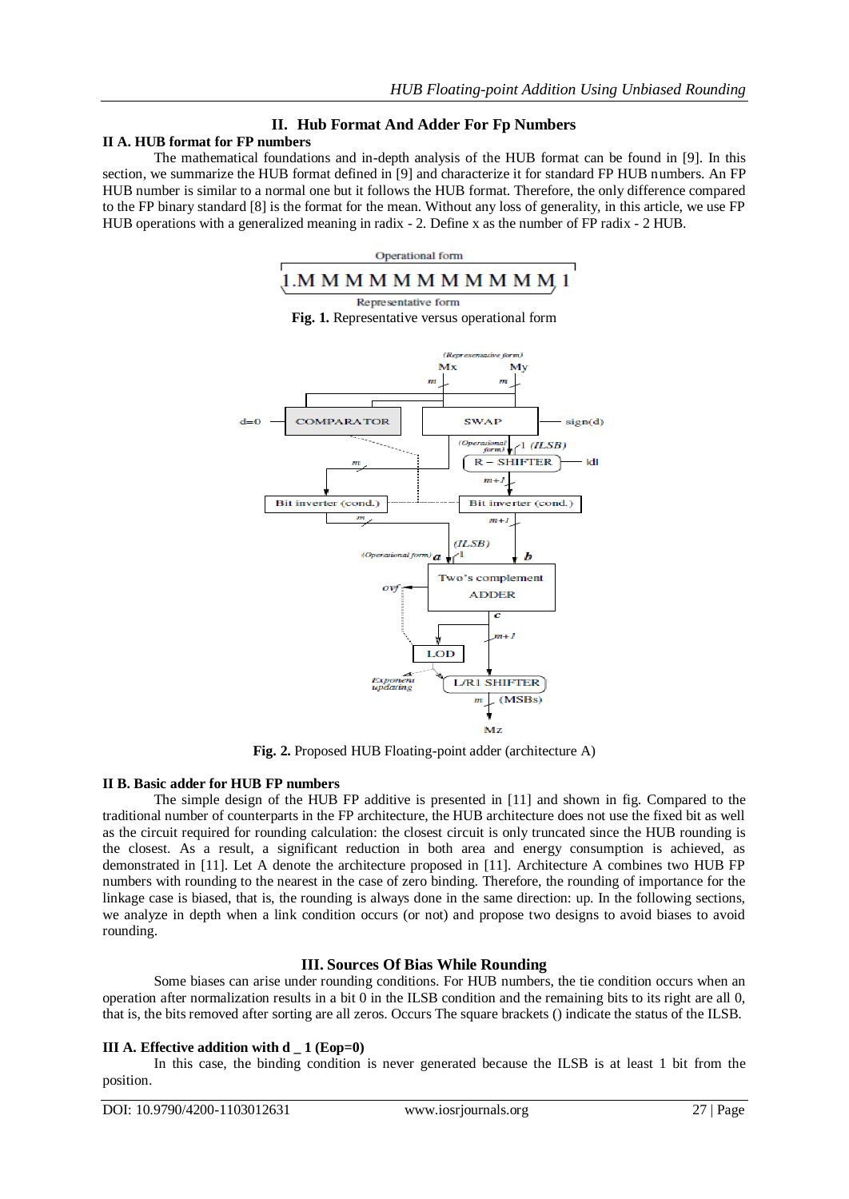## II. Hub Format And Adder For Fp Numbers

### II A. HUB format for FP numbers

The mathematical foundations and in-depth analysis of the HUB format can be found in [9]. In this section, we summarize the HUB format defined in [9] and characterize it for standard FP HUB numbers. An FP HUB number is similar to a normal one but it follows the HUB format. Therefore, the only difference compared to the FP binary standard [8] is the format for the mean. Without any loss of generality, in this article, we use FP HUB operations with a generalized meaning in radix - 2. Define x as the number of FP radix - 2 HUB.

Operational form

1.M M M M M M M M M M M 1

Representative form

**Fig. 1.** Representative versus operational form

**Fig. 2.** Proposed HUB Floating-point adder (architecture A)

### II B. Basic adder for HUB FP numbers

The simple design of the HUB FP additive is presented in [11] and shown in fig. Compared to the traditional number of counterparts in the FP architecture, the HUB architecture does not use the fixed bit as well as the circuit required for rounding calculation: the closest circuit is only truncated since the HUB rounding is the closest. As a result, a significant reduction in both area and energy consumption is achieved, as demonstrated in [11]. Let A denote the architecture proposed in [11]. Architecture A combines two HUB FP numbers with rounding to the nearest in the case of zero binding. Therefore, the rounding of importance for the linkage case is biased, that is, the rounding is always done in the same direction: up. In the following sections, we analyze in depth when a link condition occurs (or not) and propose two designs to avoid biases to avoid rounding.

## III. Sources Of Bias While Rounding

Some biases can arise under rounding conditions. For HUB numbers, the tie condition occurs when an operation after normalization results in a bit 0 in the ILSB condition and the remaining bits to its right are all 0, that is, the bits removed after sorting are all zeros. Occurs The square brackets () indicate the status of the ILSB.

### III A. Effective addition with d _ 1 (Eop=0)

In this case, the binding condition is never generated because the ILSB is at least 1 bit from the position.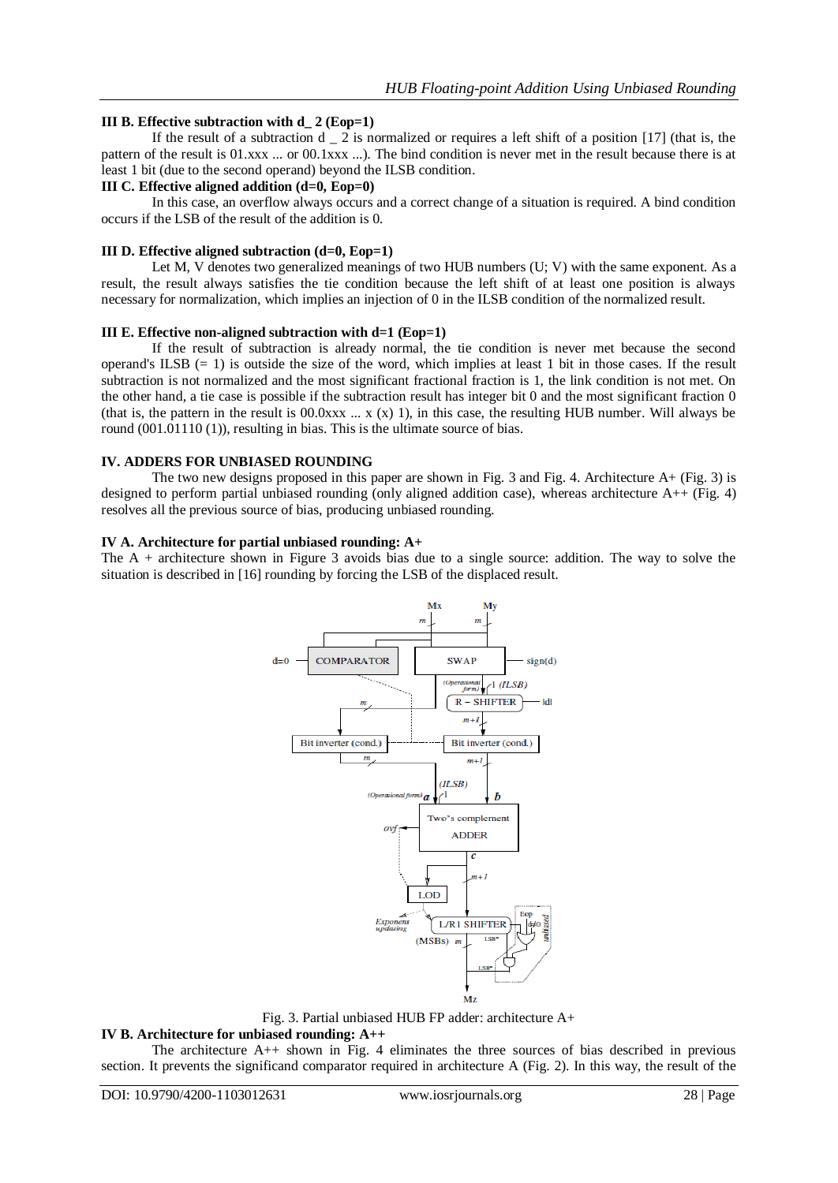### III B. Effective subtraction with d_ 2 (Eop=1)

If the result of a subtraction d _ 2 is normalized or requires a left shift of a position [17] (that is, the pattern of the result is 01.xxx ... or 00.1xxx ...). The bind condition is never met in the result because there is at least 1 bit (due to the second operand) beyond the ILSB condition.

### III C. Effective aligned addition (d=0, Eop=0)

In this case, an overflow always occurs and a correct change of a situation is required. A bind condition occurs if the LSB of the result of the addition is 0.

### III D. Effective aligned subtraction (d=0, Eop=1)

Let M, V denotes two generalized meanings of two HUB numbers (U; V) with the same exponent. As a result, the result always satisfies the tie condition because the left shift of at least one position is always necessary for normalization, which implies an injection of 0 in the ILSB condition of the normalized result.

### III E. Effective non-aligned subtraction with d=1 (Eop=1)

If the result of subtraction is already normal, the tie condition is never met because the second operand's ILSB (= 1) is outside the size of the word, which implies at least 1 bit in those cases. If the result subtraction is not normalized and the most significant fractional fraction is 1, the link condition is not met. On the other hand, a tie case is possible if the subtraction result has integer bit 0 and the most significant fraction 0 (that is, the pattern in the result is 00.0xxx ... x (x) 1), in this case, the resulting HUB number. Will always be round (001.01110 (1)), resulting in bias. This is the ultimate source of bias.

## IV. ADDERS FOR UNBIASED ROUNDING

The two new designs proposed in this paper are shown in Fig. 3 and Fig. 4. Architecture A+ (Fig. 3) is designed to perform partial unbiased rounding (only aligned addition case), whereas architecture A++ (Fig. 4) resolves all the previous source of bias, producing unbiased rounding.

### IV A. Architecture for partial unbiased rounding: A+

The A + architecture shown in Figure 3 avoids bias due to a single source: addition. The way to solve the situation is described in [16] rounding by forcing the LSB of the displaced result.

Fig. 3. Partial unbiased HUB FP adder: architecture A+

### IV B. Architecture for unbiased rounding: A++

The architecture A++ shown in Fig. 4 eliminates the three sources of bias described in previous section. It prevents the significand comparator required in architecture A (Fig. 2). In this way, the result of the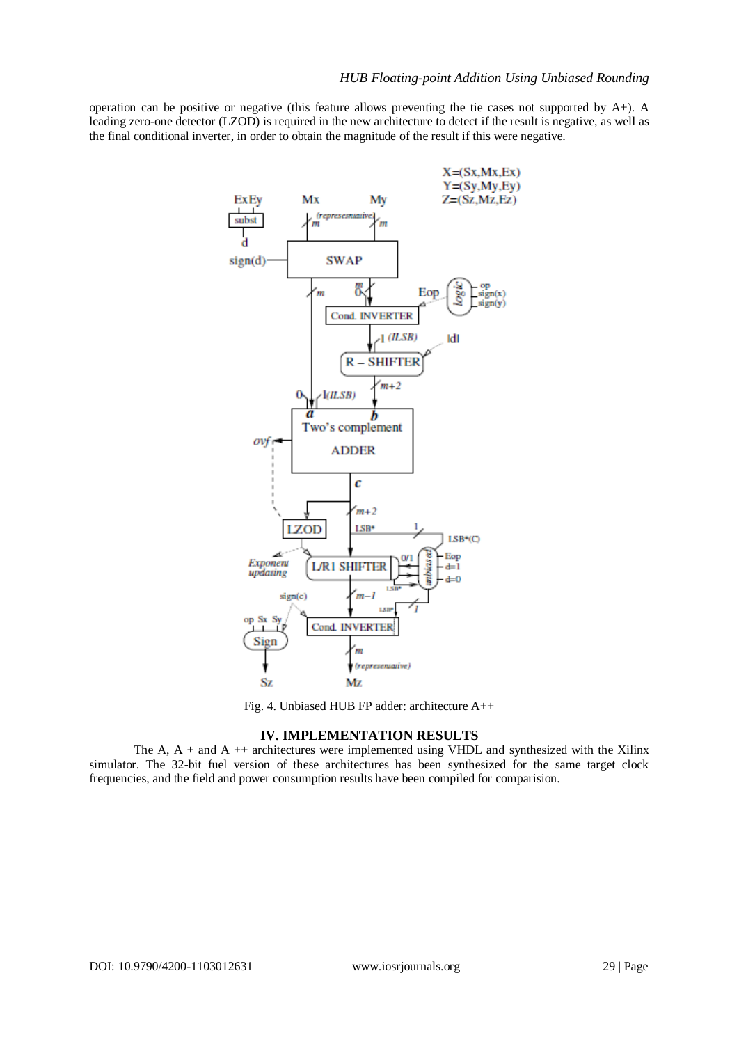operation can be positive or negative (this feature allows preventing the tie cases not supported by A+). A leading zero-one detector (LZOD) is required in the new architecture to detect if the result is negative, as well as the final conditional inverter, in order to obtain the magnitude of the result if this were negative.

Fig. 4. Unbiased HUB FP adder: architecture A++

## IV. IMPLEMENTATION RESULTS

The A, A + and A ++ architectures were implemented using VHDL and synthesized with the Xilinx simulator. The 32-bit fuel version of these architectures has been synthesized for the same target clock frequencies, and the field and power consumption results have been compiled for comparision.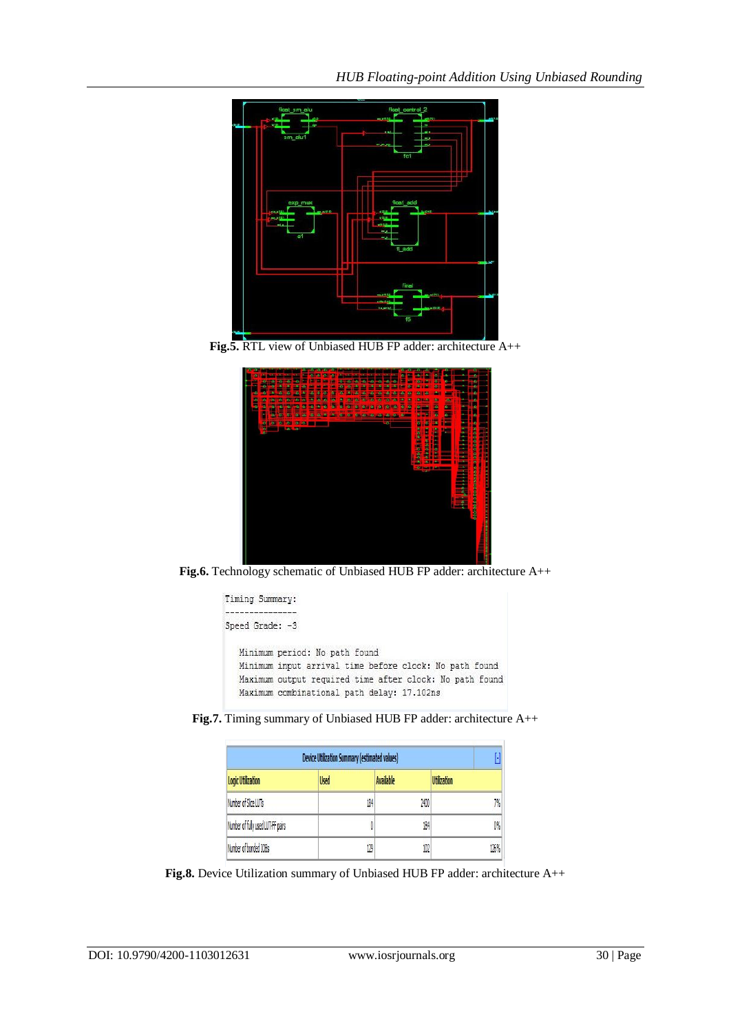**Fig.5.** RTL view of Unbiased HUB FP adder: architecture A++

**Fig.6.** Technology schematic of Unbiased HUB FP adder: architecture A++

```
Timing Summary:
---------------
Speed Grade: -3

   Minimum period: No path found
   Minimum input arrival time before clock: No path found
   Maximum output required time after clock: No path found
   Maximum combinational path delay: 17.102ns
```

**Fig.7.** Timing summary of Unbiased HUB FP adder: architecture A++

| Device Utilization Summary (estimated values) | | | |
|---|---|---|---|
| Logic Utilization | Used | Available | Utilization |
| Number of Slice LUTs | 184 | 2400 | 7% |
| Number of fully used LUT-FF pairs | 0 | 184 | 0% |
| Number of bonded IOBs | 129 | 102 | 126% |

**Fig.8.** Device Utilization summary of Unbiased HUB FP adder: architecture A++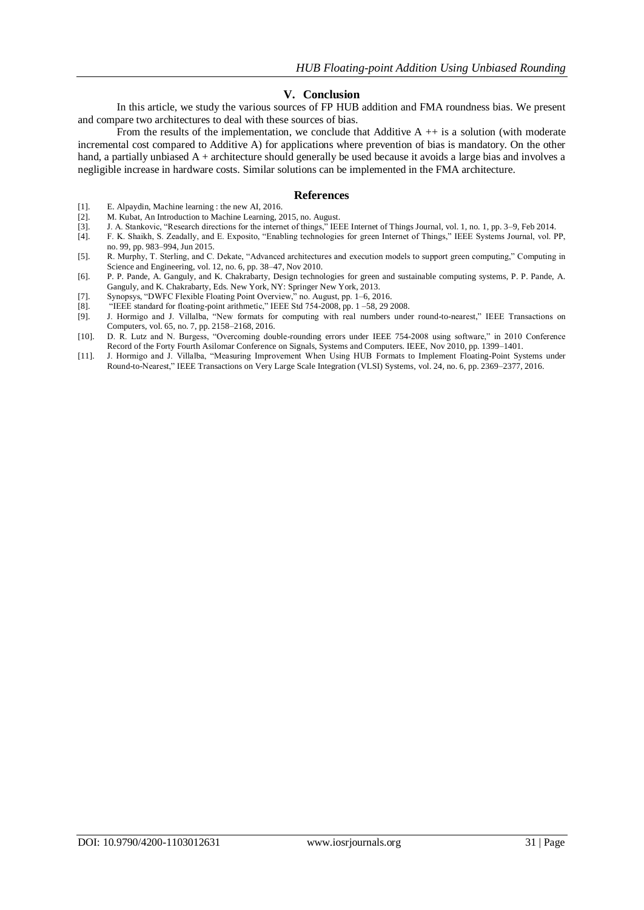## V. Conclusion

In this article, we study the various sources of FP HUB addition and FMA roundness bias. We present and compare two architectures to deal with these sources of bias.

From the results of the implementation, we conclude that Additive A ++ is a solution (with moderate incremental cost compared to Additive A) for applications where prevention of bias is mandatory. On the other hand, a partially unbiased A + architecture should generally be used because it avoids a large bias and involves a negligible increase in hardware costs. Similar solutions can be implemented in the FMA architecture.

## References

[1]. E. Alpaydin, Machine learning : the new AI, 2016.

[2]. M. Kubat, An Introduction to Machine Learning, 2015, no. August.

[3]. J. A. Stankovic, "Research directions for the internet of things," IEEE Internet of Things Journal, vol. 1, no. 1, pp. 3–9, Feb 2014.

[4]. F. K. Shaikh, S. Zeadally, and E. Exposito, "Enabling technologies for green Internet of Things," IEEE Systems Journal, vol. PP, no. 99, pp. 983–994, Jun 2015.

[5]. R. Murphy, T. Sterling, and C. Dekate, "Advanced architectures and execution models to support green computing," Computing in Science and Engineering, vol. 12, no. 6, pp. 38–47, Nov 2010.

[6]. P. P. Pande, A. Ganguly, and K. Chakrabarty, Design technologies for green and sustainable computing systems, P. P. Pande, A. Ganguly, and K. Chakrabarty, Eds. New York, NY: Springer New York, 2013.

[7]. Synopsys, "DWFC Flexible Floating Point Overview," no. August, pp. 1–6, 2016.

[8]. "IEEE standard for floating-point arithmetic," IEEE Std 754-2008, pp. 1 –58, 29 2008.

[9]. J. Hormigo and J. Villalba, "New formats for computing with real numbers under round-to-nearest," IEEE Transactions on Computers, vol. 65, no. 7, pp. 2158–2168, 2016.

[10]. D. R. Lutz and N. Burgess, "Overcoming double-rounding errors under IEEE 754-2008 using software," in 2010 Conference Record of the Forty Fourth Asilomar Conference on Signals, Systems and Computers. IEEE, Nov 2010, pp. 1399–1401.

[11]. J. Hormigo and J. Villalba, "Measuring Improvement When Using HUB Formats to Implement Floating-Point Systems under Round-to-Nearest," IEEE Transactions on Very Large Scale Integration (VLSI) Systems, vol. 24, no. 6, pp. 2369–2377, 2016.